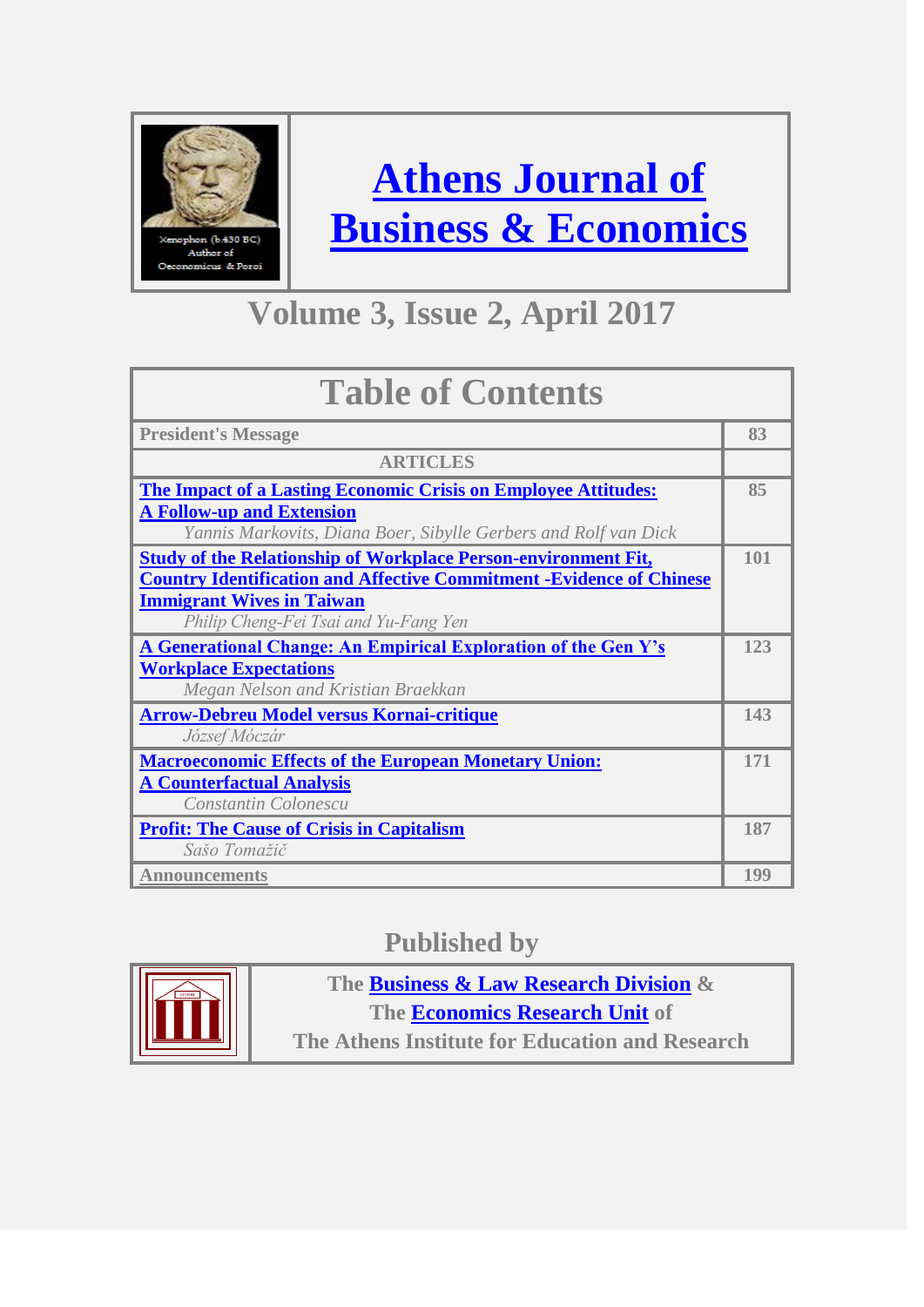# Athens Journal of Business & Economics

Xenophon (b.430 BC) Author of Oeconomicus & Poroi

## Volume 3, Issue 2, April 2017

| Table of Contents | |
|---|---|
| **President's Message** | **83** |
| **ARTICLES** | |
| **The Impact of a Lasting Economic Crisis on Employee Attitudes: A Follow-up and Extension**<br>*Yannis Markovits, Diana Boer, Sibylle Gerbers and Rolf van Dick* | **85** |
| **Study of the Relationship of Workplace Person-environment Fit, Country Identification and Affective Commitment -Evidence of Chinese Immigrant Wives in Taiwan**<br>*Philip Cheng-Fei Tsai and Yu-Fang Yen* | **101** |
| **A Generational Change: An Empirical Exploration of the Gen Y's Workplace Expectations**<br>*Megan Nelson and Kristian Braekkan* | **123** |
| **Arrow-Debreu Model versus Kornai-critique**<br>*József Móczár* | **143** |
| **Macroeconomic Effects of the European Monetary Union: A Counterfactual Analysis**<br>*Constantin Colonescu* | **171** |
| **Profit: The Cause of Crisis in Capitalism**<br>*Sašo Tomažič* | **187** |
| **Announcements** | **199** |

## Published by

**The Business & Law Research Division & The Economics Research Unit of The Athens Institute for Education and Research**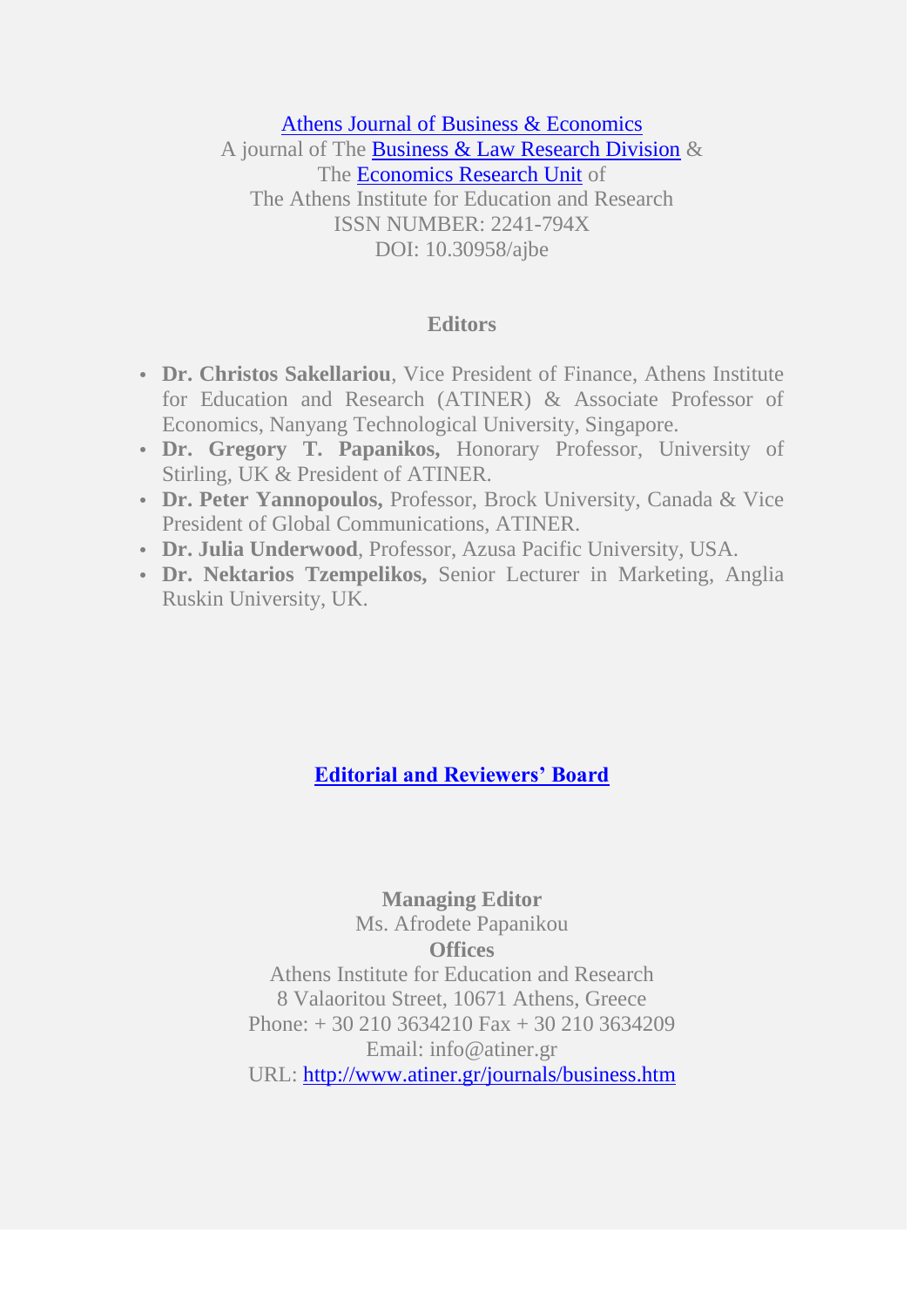[Athens Journal of Business & Economics](#)

A journal of The [Business & Law Research Division](#) &
The [Economics Research Unit](#) of
The Athens Institute for Education and Research
ISSN NUMBER: 2241-794X
DOI: 10.30958/ajbe

**Editors**

- **Dr. Christos Sakellariou**, Vice President of Finance, Athens Institute for Education and Research (ATINER) & Associate Professor of Economics, Nanyang Technological University, Singapore.
- **Dr. Gregory T. Papanikos,** Honorary Professor, University of Stirling, UK & President of ATINER.
- **Dr. Peter Yannopoulos,** Professor, Brock University, Canada & Vice President of Global Communications, ATINER.
- **Dr. Julia Underwood**, Professor, Azusa Pacific University, USA.
- **Dr. Nektarios Tzempelikos,** Senior Lecturer in Marketing, Anglia Ruskin University, UK.

**[Editorial and Reviewers' Board](#)**

**Managing Editor**
Ms. Afrodete Papanikou

**Offices**
Athens Institute for Education and Research
8 Valaoritou Street, 10671 Athens, Greece
Phone: + 30 210 3634210 Fax + 30 210 3634209
Email: info@atiner.gr
URL: [http://www.atiner.gr/journals/business.htm](http://www.atiner.gr/journals/business.htm)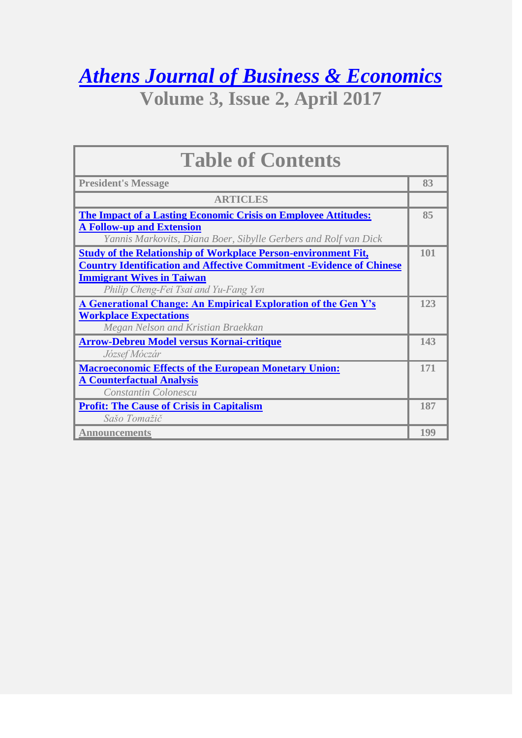# *Athens Journal of Business & Economics*

## Volume 3, Issue 2, April 2017

| Table of Contents | |
|---|---|
| **President's Message** | **83** |
| **ARTICLES** | |
| **The Impact of a Lasting Economic Crisis on Employee Attitudes: A Follow-up and Extension** <br> *Yannis Markovits, Diana Boer, Sibylle Gerbers and Rolf van Dick* | **85** |
| **Study of the Relationship of Workplace Person-environment Fit, Country Identification and Affective Commitment -Evidence of Chinese Immigrant Wives in Taiwan** <br> *Philip Cheng-Fei Tsai and Yu-Fang Yen* | **101** |
| **A Generational Change: An Empirical Exploration of the Gen Y's Workplace Expectations** <br> *Megan Nelson and Kristian Braekkan* | **123** |
| **Arrow-Debreu Model versus Kornai-critique** <br> *József Móczár* | **143** |
| **Macroeconomic Effects of the European Monetary Union: A Counterfactual Analysis** <br> *Constantin Colonescu* | **171** |
| **Profit: The Cause of Crisis in Capitalism** <br> *Sašo Tomažič* | **187** |
| **Announcements** | **199** |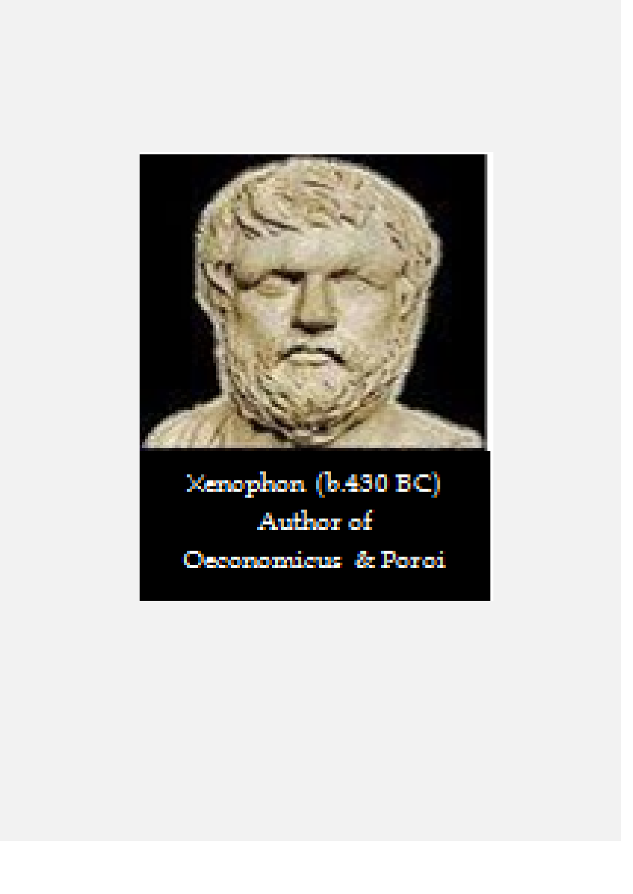Xenophon (b.430 BC)
Author of
Oeconomicus & Poroi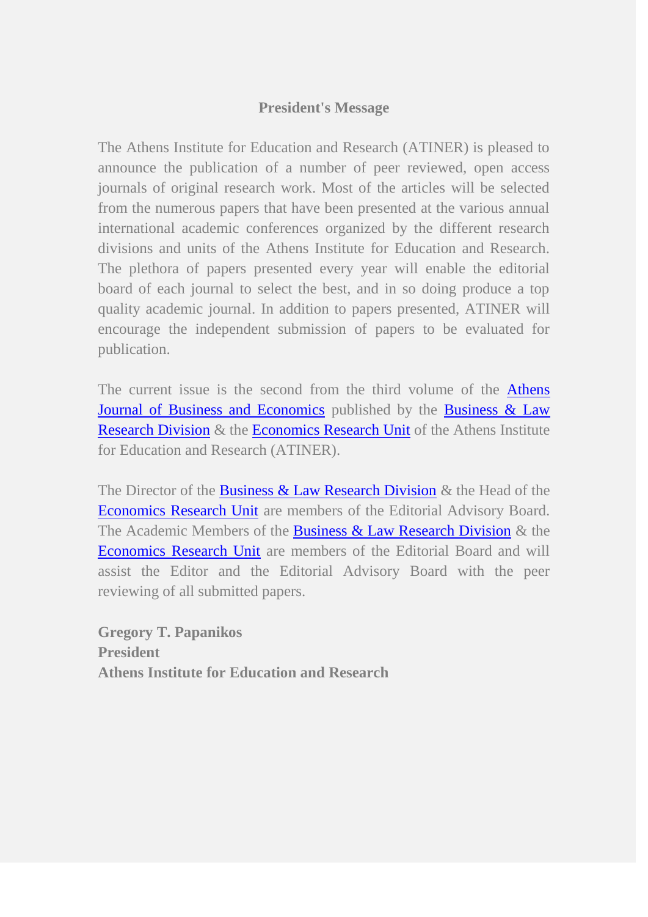## President's Message

The Athens Institute for Education and Research (ATINER) is pleased to announce the publication of a number of peer reviewed, open access journals of original research work. Most of the articles will be selected from the numerous papers that have been presented at the various annual international academic conferences organized by the different research divisions and units of the Athens Institute for Education and Research. The plethora of papers presented every year will enable the editorial board of each journal to select the best, and in so doing produce a top quality academic journal. In addition to papers presented, ATINER will encourage the independent submission of papers to be evaluated for publication.

The current issue is the second from the third volume of the Athens Journal of Business and Economics published by the Business & Law Research Division & the Economics Research Unit of the Athens Institute for Education and Research (ATINER).

The Director of the Business & Law Research Division & the Head of the Economics Research Unit are members of the Editorial Advisory Board. The Academic Members of the Business & Law Research Division & the Economics Research Unit are members of the Editorial Board and will assist the Editor and the Editorial Advisory Board with the peer reviewing of all submitted papers.

**Gregory T. Papanikos**
**President**
**Athens Institute for Education and Research**